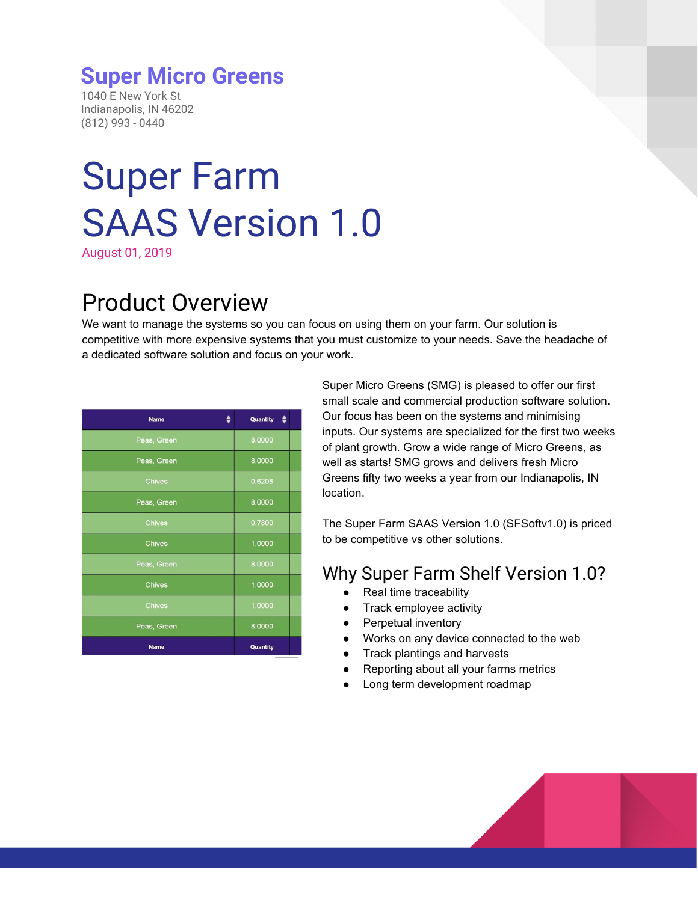# Super Micro Greens

1040 E New York St
Indianapolis, IN 46202
(812) 993 - 0440

# Super Farm SAAS Version 1.0

August 01, 2019

## Product Overview

We want to manage the systems so you can focus on using them on your farm. Our solution is competitive with more expensive systems that you must customize to your needs. Save the headache of a dedicated software solution and focus on your work.

| Name | Quantity |
|---|---|
| Peas, Green | 8.0000 |
| Peas, Green | 8.0000 |
| Chives | 0.6208 |
| Peas, Green | 8.0000 |
| Chives | 0.7800 |
| Chives | 1.0000 |
| Peas, Green | 8.0000 |
| Chives | 1.0000 |
| Chives | 1.0000 |
| Peas, Green | 8.0000 |
| Name | Quantity |

Super Micro Greens (SMG) is pleased to offer our first small scale and commercial production software solution. Our focus has been on the systems and minimising inputs. Our systems are specialized for the first two weeks of plant growth. Grow a wide range of Micro Greens, as well as starts! SMG grows and delivers fresh Micro Greens fifty two weeks a year from our Indianapolis, IN location.

The Super Farm SAAS Version 1.0 (SFSoftv1.0) is priced to be competitive vs other solutions.

### Why Super Farm Shelf Version 1.0?

- Real time traceability
- Track employee activity
- Perpetual inventory
- Works on any device connected to the web
- Track plantings and harvests
- Reporting about all your farms metrics
- Long term development roadmap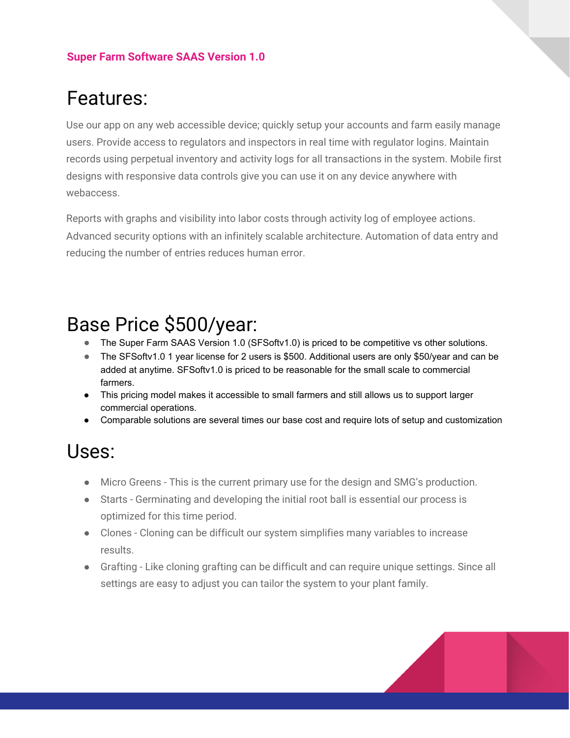**Super Farm Software SAAS Version 1.0**

# Features:

Use our app on any web accessible device; quickly setup your accounts and farm easily manage users. Provide access to regulators and inspectors in real time with regulator logins. Maintain records using perpetual inventory and activity logs for all transactions in the system. Mobile first designs with responsive data controls give you can use it on any device anywhere with webaccess.

Reports with graphs and visibility into labor costs through activity log of employee actions. Advanced security options with an infinitely scalable architecture. Automation of data entry and reducing the number of entries reduces human error.

# Base Price $500/year:

- The Super Farm SAAS Version 1.0 (SFSoftv1.0) is priced to be competitive vs other solutions.
- The SFSoftv1.0 1 year license for 2 users is $500. Additional users are only $50/year and can be added at anytime. SFSoftv1.0 is priced to be reasonable for the small scale to commercial farmers.
- This pricing model makes it accessible to small farmers and still allows us to support larger commercial operations.
- Comparable solutions are several times our base cost and require lots of setup and customization

# Uses:

- Micro Greens - This is the current primary use for the design and SMG's production.
- Starts - Germinating and developing the initial root ball is essential our process is optimized for this time period.
- Clones - Cloning can be difficult our system simplifies many variables to increase results.
- Grafting - Like cloning grafting can be difficult and can require unique settings. Since all settings are easy to adjust you can tailor the system to your plant family.